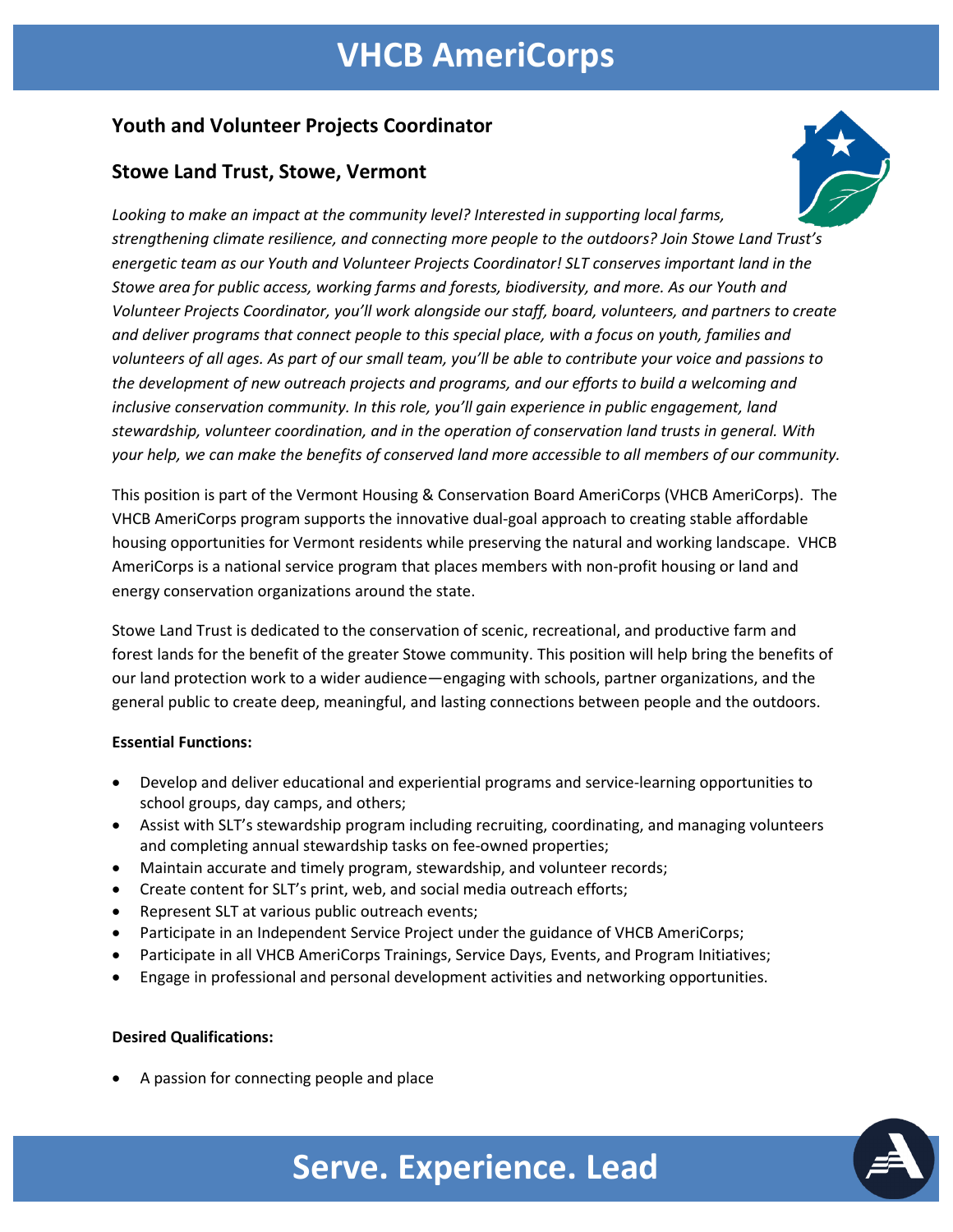# VHCB AmeriCorps

## Youth and Volunteer Projects Coordinator

## Stowe Land Trust, Stowe, Vermont

*Looking to make an impact at the community level? Interested in supporting local farms, strengthening climate resilience, and connecting more people to the outdoors? Join Stowe Land Trust's energetic team as our Youth and Volunteer Projects Coordinator! SLT conserves important land in the Stowe area for public access, working farms and forests, biodiversity, and more. As our Youth and Volunteer Projects Coordinator, you'll work alongside our staff, board, volunteers, and partners to create and deliver programs that connect people to this special place, with a focus on youth, families and volunteers of all ages. As part of our small team, you'll be able to contribute your voice and passions to the development of new outreach projects and programs, and our efforts to build a welcoming and inclusive conservation community. In this role, you'll gain experience in public engagement, land stewardship, volunteer coordination, and in the operation of conservation land trusts in general. With your help, we can make the benefits of conserved land more accessible to all members of our community.*

This position is part of the Vermont Housing & Conservation Board AmeriCorps (VHCB AmeriCorps). The VHCB AmeriCorps program supports the innovative dual-goal approach to creating stable affordable housing opportunities for Vermont residents while preserving the natural and working landscape. VHCB AmeriCorps is a national service program that places members with non-profit housing or land and energy conservation organizations around the state.

Stowe Land Trust is dedicated to the conservation of scenic, recreational, and productive farm and forest lands for the benefit of the greater Stowe community. This position will help bring the benefits of our land protection work to a wider audience—engaging with schools, partner organizations, and the general public to create deep, meaningful, and lasting connections between people and the outdoors.

**Essential Functions:**

- Develop and deliver educational and experiential programs and service-learning opportunities to school groups, day camps, and others;
- Assist with SLT's stewardship program including recruiting, coordinating, and managing volunteers and completing annual stewardship tasks on fee-owned properties;
- Maintain accurate and timely program, stewardship, and volunteer records;
- Create content for SLT's print, web, and social media outreach efforts;
- Represent SLT at various public outreach events;
- Participate in an Independent Service Project under the guidance of VHCB AmeriCorps;
- Participate in all VHCB AmeriCorps Trainings, Service Days, Events, and Program Initiatives;
- Engage in professional and personal development activities and networking opportunities.

**Desired Qualifications:**

- A passion for connecting people and place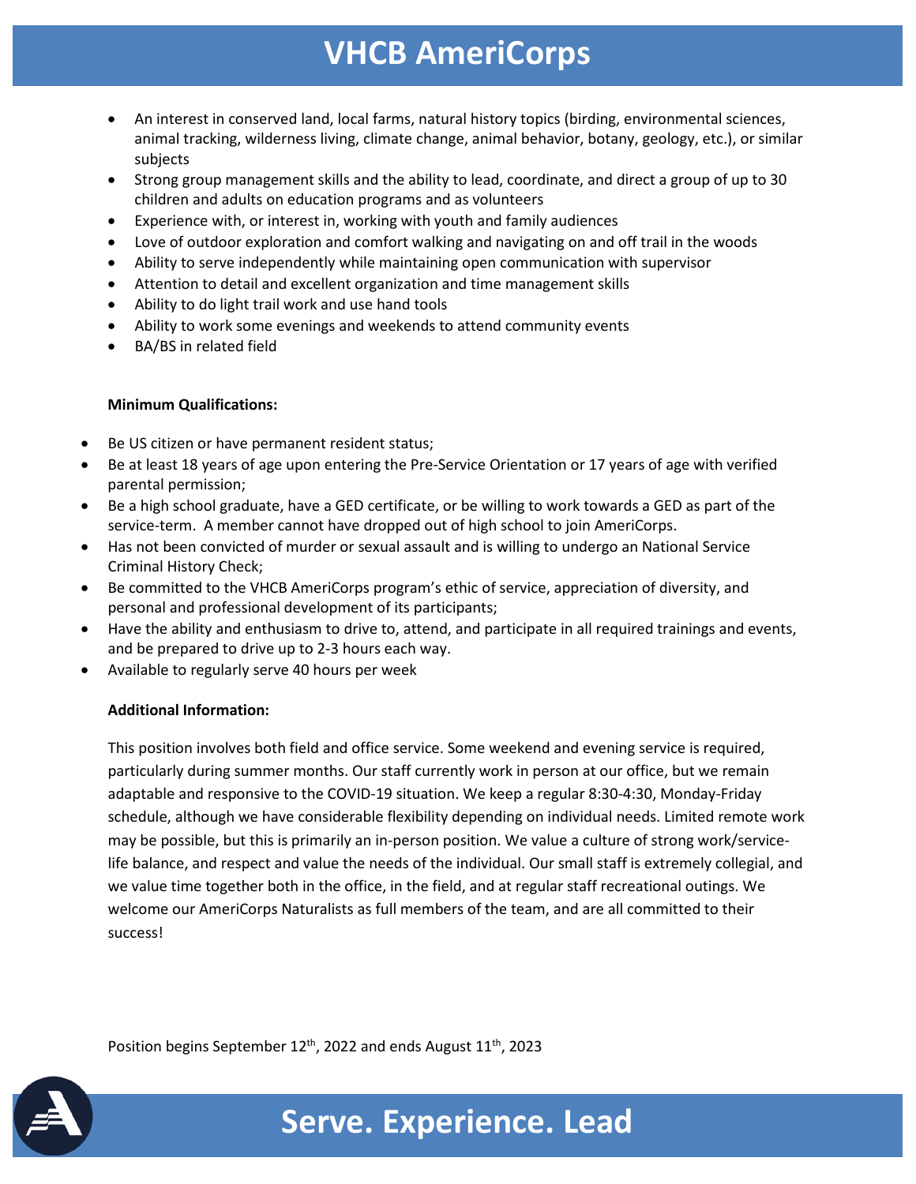- An interest in conserved land, local farms, natural history topics (birding, environmental sciences, animal tracking, wilderness living, climate change, animal behavior, botany, geology, etc.), or similar subjects
- Strong group management skills and the ability to lead, coordinate, and direct a group of up to 30 children and adults on education programs and as volunteers
- Experience with, or interest in, working with youth and family audiences
- Love of outdoor exploration and comfort walking and navigating on and off trail in the woods
- Ability to serve independently while maintaining open communication with supervisor
- Attention to detail and excellent organization and time management skills
- Ability to do light trail work and use hand tools
- Ability to work some evenings and weekends to attend community events
- BA/BS in related field

**Minimum Qualifications:**

- Be US citizen or have permanent resident status;
- Be at least 18 years of age upon entering the Pre-Service Orientation or 17 years of age with verified parental permission;
- Be a high school graduate, have a GED certificate, or be willing to work towards a GED as part of the service-term. A member cannot have dropped out of high school to join AmeriCorps.
- Has not been convicted of murder or sexual assault and is willing to undergo an National Service Criminal History Check;
- Be committed to the VHCB AmeriCorps program's ethic of service, appreciation of diversity, and personal and professional development of its participants;
- Have the ability and enthusiasm to drive to, attend, and participate in all required trainings and events, and be prepared to drive up to 2-3 hours each way.
- Available to regularly serve 40 hours per week

**Additional Information:**

This position involves both field and office service. Some weekend and evening service is required, particularly during summer months. Our staff currently work in person at our office, but we remain adaptable and responsive to the COVID-19 situation. We keep a regular 8:30-4:30, Monday-Friday schedule, although we have considerable flexibility depending on individual needs. Limited remote work may be possible, but this is primarily an in-person position. We value a culture of strong work/service-life balance, and respect and value the needs of the individual. Our small staff is extremely collegial, and we value time together both in the office, in the field, and at regular staff recreational outings. We welcome our AmeriCorps Naturalists as full members of the team, and are all committed to their success!

Position begins September 12th, 2022 and ends August 11th, 2023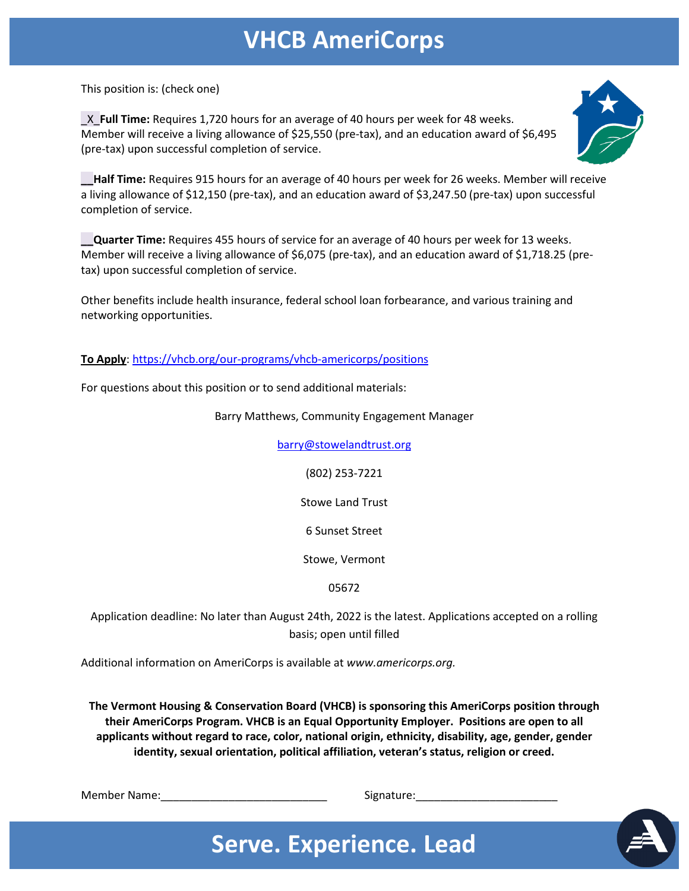# VHCB AmeriCorps

This position is: (check one)

_X_**Full Time:** Requires 1,720 hours for an average of 40 hours per week for 48 weeks. Member will receive a living allowance of $25,550 (pre-tax), and an education award of $6,495 (pre-tax) upon successful completion of service.

**__Half Time:** Requires 915 hours for an average of 40 hours per week for 26 weeks. Member will receive a living allowance of $12,150 (pre-tax), and an education award of $3,247.50 (pre-tax) upon successful completion of service.

**__Quarter Time:** Requires 455 hours of service for an average of 40 hours per week for 13 weeks. Member will receive a living allowance of $6,075 (pre-tax), and an education award of $1,718.25 (pre-tax) upon successful completion of service.

Other benefits include health insurance, federal school loan forbearance, and various training and networking opportunities.

**To Apply**: https://vhcb.org/our-programs/vhcb-americorps/positions

For questions about this position or to send additional materials:

Barry Matthews, Community Engagement Manager

barry@stowelandtrust.org

(802) 253-7221

Stowe Land Trust

6 Sunset Street

Stowe, Vermont

05672

Application deadline: No later than August 24th, 2022 is the latest. Applications accepted on a rolling basis; open until filled

Additional information on AmeriCorps is available at *www.americorps.org*.

**The Vermont Housing & Conservation Board (VHCB) is sponsoring this AmeriCorps position through their AmeriCorps Program. VHCB is an Equal Opportunity Employer. Positions are open to all applicants without regard to race, color, national origin, ethnicity, disability, age, gender, gender identity, sexual orientation, political affiliation, veteran's status, religion or creed.**

Member Name:___________________________ Signature:_______________________

# Serve. Experience. Lead